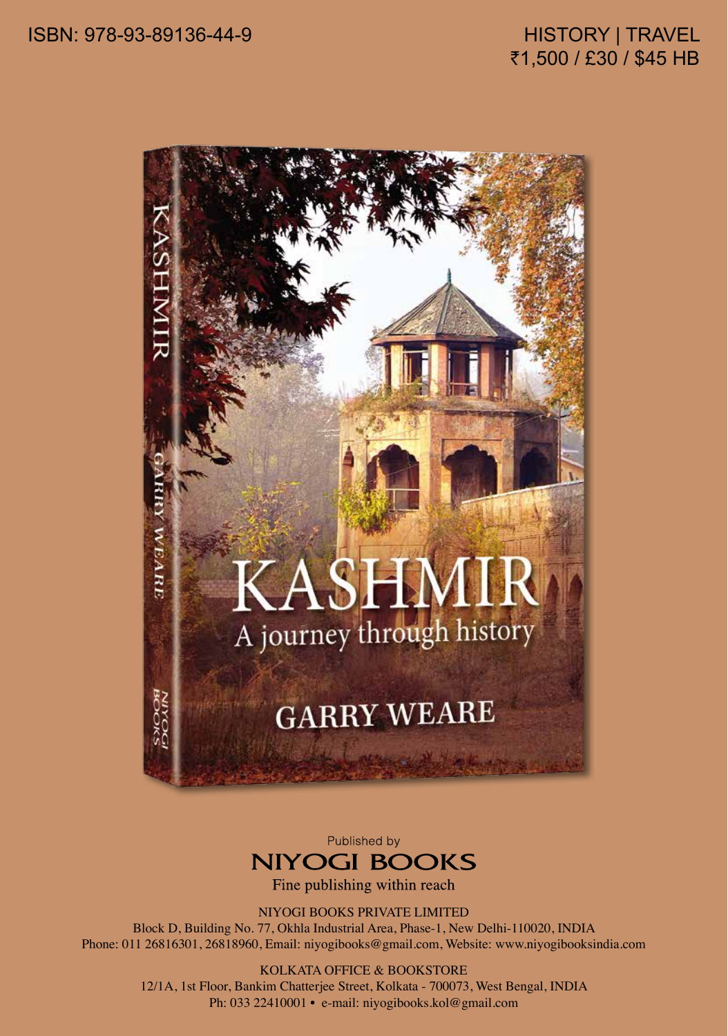ISBN: 978-93-89136-44-9

HISTORY | TRAVEL
₹1,500 / £30 / $45 HB

# KASHMIR

## A journey through history

GARRY WEARE

Published by
**NIYOGI BOOKS**
Fine publishing within reach

NIYOGI BOOKS PRIVATE LIMITED
Block D, Building No. 77, Okhla Industrial Area, Phase-1, New Delhi-110020, INDIA
Phone: 011 26816301, 26818960, Email: niyogibooks@gmail.com, Website: www.niyogibooksindia.com

KOLKATA OFFICE & BOOKSTORE
12/1A, 1st Floor, Bankim Chatterjee Street, Kolkata - 700073, West Bengal, INDIA
Ph: 033 22410001 • e-mail: niyogibooks.kol@gmail.com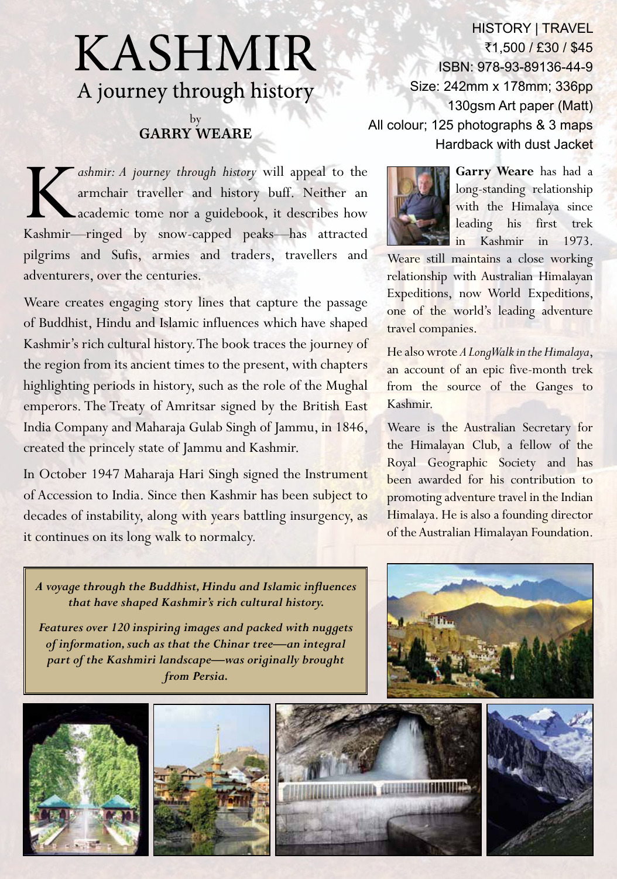# KASHMIR

## A journey through history

by
**GARRY WEARE**

HISTORY | TRAVEL
₹1,500 / £30 / $45
ISBN: 978-93-89136-44-9
Size: 242mm x 178mm; 336pp
130gsm Art paper (Matt)
All colour; 125 photographs & 3 maps
Hardback with dust Jacket

*Kashmir: A journey through history* will appeal to the armchair traveller and history buff. Neither an academic tome nor a guidebook, it describes how Kashmir—ringed by snow-capped peaks—has attracted pilgrims and Sufis, armies and traders, travellers and adventurers, over the centuries.

Weare creates engaging story lines that capture the passage of Buddhist, Hindu and Islamic influences which have shaped Kashmir's rich cultural history. The book traces the journey of the region from its ancient times to the present, with chapters highlighting periods in history, such as the role of the Mughal emperors. The Treaty of Amritsar signed by the British East India Company and Maharaja Gulab Singh of Jammu, in 1846, created the princely state of Jammu and Kashmir.

In October 1947 Maharaja Hari Singh signed the Instrument of Accession to India. Since then Kashmir has been subject to decades of instability, along with years battling insurgency, as it continues on its long walk to normalcy.

**Garry Weare** has had a long-standing relationship with the Himalaya since leading his first trek in Kashmir in 1973. Weare still maintains a close working relationship with Australian Himalayan Expeditions, now World Expeditions, one of the world's leading adventure travel companies.

He also wrote *A Long Walk in the Himalaya*, an account of an epic five-month trek from the source of the Ganges to Kashmir.

Weare is the Australian Secretary for the Himalayan Club, a fellow of the Royal Geographic Society and has been awarded for his contribution to promoting adventure travel in the Indian Himalaya. He is also a founding director of the Australian Himalayan Foundation.

***A voyage through the Buddhist, Hindu and Islamic influences that have shaped Kashmir's rich cultural history.***

***Features over 120 inspiring images and packed with nuggets of information, such as that the Chinar tree—an integral part of the Kashmiri landscape—was originally brought from Persia.***